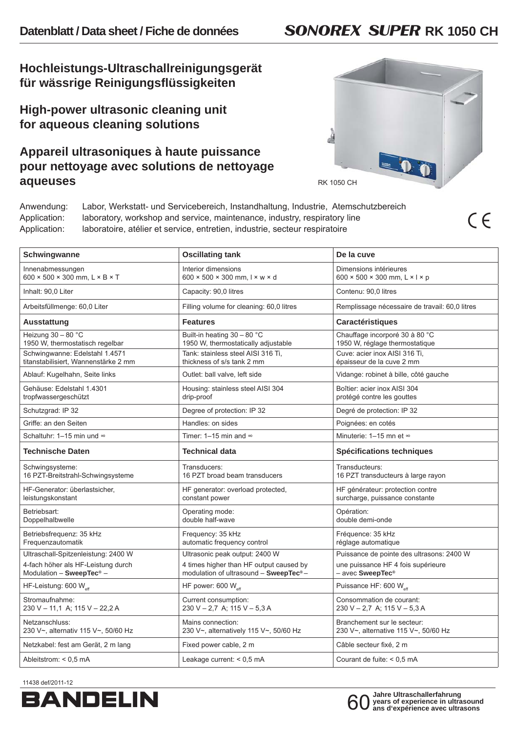# Datenblatt / Data sheet / Fiche de données — SONOREX SUPER RK 1050 CH

## Hochleistungs-Ultraschallreinigungsgerät für wässrige Reinigungsflüssigkeiten

## High-power ultrasonic cleaning unit for aqueous cleaning solutions

## Appareil ultrasoniques à haute puissance pour nettoyage avec solutions de nettoyage aqueuses

RK 1050 CH

Anwendung: Labor, Werkstatt- und Servicebereich, Instandhaltung, Industrie, Atemschutzbereich
Application: laboratory, workshop and service, maintenance, industry, respiratory line
Application: laboratoire, atélier et service, entretien, industrie, secteur respiratoire

CE

| Schwingwanne | Oscillating tank | De la cuve |
|---|---|---|
| Innenabmessungen 600 × 500 × 300 mm, L × B × T | Interior dimensions 600 × 500 × 300 mm, l × w × d | Dimensions intérieures 600 × 500 × 300 mm, L × l × p |
| Inhalt: 90,0 Liter | Capacity: 90,0 litres | Contenu: 90,0 litres |
| Arbeitsfüllmenge: 60,0 Liter | Filling volume for cleaning: 60,0 litres | Remplissage nécessaire de travail: 60,0 litres |
| **Ausstattung** | **Features** | **Caractéristiques** |
| Heizung 30 – 80 °C 1950 W, thermostatisch regelbar | Built-in heating 30 – 80 °C 1950 W, thermostatically adjustable | Chauffage incorporé 30 à 80 °C 1950 W, réglage thermostatique |
| Schwingwanne: Edelstahl 1.4571 titanstabilisiert, Wannenstärke 2 mm | Tank: stainless steel AISI 316 Ti, thickness of s/s tank 2 mm | Cuve: acier inox AISI 316 Ti, épaisseur de la cuve 2 mm |
| Ablauf: Kugelhahn, Seite links | Outlet: ball valve, left side | Vidange: robinet à bille, côté gauche |
| Gehäuse: Edelstahl 1.4301 tropfwassergeschützt | Housing: stainless steel AISI 304 drip-proof | Boîtier: acier inox AISI 304 protégé contre les gouttes |
| Schutzgrad: IP 32 | Degree of protection: IP 32 | Degré de protection: IP 32 |
| Griffe: an den Seiten | Handles: on sides | Poignées: en cotés |
| Schaltuhr: 1–15 min und ∞ | Timer: 1–15 min and ∞ | Minuterie: 1–15 mn et ∞ |
| **Technische Daten** | **Technical data** | **Spécifications techniques** |
| Schwingsysteme: 16 PZT-Breitstrahl-Schwingsysteme | Transducers: 16 PZT broad beam transducers | Transducteurs: 16 PZT transducteurs à large rayon |
| HF-Generator: überlastsicher, leistungskonstant | HF generator: overload protected, constant power | HF générateur: protection contre surcharge, puissance constante |
| Betriebsart: Doppelhalbwelle | Operating mode: double half-wave | Opération: double demi-onde |
| Betriebsfrequenz: 35 kHz Frequenzautomatik | Frequency: 35 kHz automatic frequency control | Fréquence: 35 kHz réglage automatique |
| Ultraschall-Spitzenleistung: 2400 W 4-fach höher als HF-Leistung durch Modulation – **SweepTec®** – | Ultrasonic peak output: 2400 W 4 times higher than HF output caused by modulation of ultrasound – **SweepTec®** – | Puissance de pointe des ultrasons: 2400 W une puissance HF 4 fois supérieure – avec **SweepTec®** |
| HF-Leistung: 600 $W_{eff}$ | HF power: 600 $W_{eff}$ | Puissance HF: 600 $W_{eff}$ |
| Stromaufnahme: 230 V – 11,1 A; 115 V – 22,2 A | Current consumption: 230 V – 2,7 A; 115 V – 5,3 A | Consommation de courant: 230 V – 2,7 A; 115 V – 5,3 A |
| Netzanschluss: 230 V~, alternativ 115 V~, 50/60 Hz | Mains connection: 230 V~, alternatively 115 V~, 50/60 Hz | Branchement sur le secteur: 230 V~, alternative 115 V~, 50/60 Hz |
| Netzkabel: fest am Gerät, 2 m lang | Fixed power cable, 2 m | Câble secteur fixé, 2 m |
| Ableitstrom: < 0,5 mA | Leakage current: < 0,5 mA | Courant de fuite: < 0,5 mA |

11438 def/2011-12

BANDELIN

60 Jahre Ultraschallerfahrung
years of experience in ultrasound
ans d'expérience avec ultrasons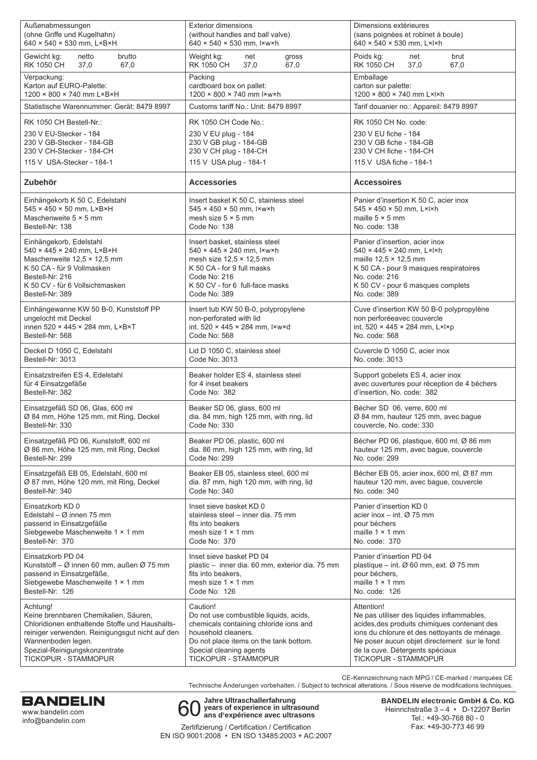| | | |
|---|---|---|
| Außenabmessungen<br>(ohne Griffe und Kugelhahn)<br>640 × 540 × 530 mm, L×B×H | Exterior dimensions<br>(without handles and ball valve)<br>640 × 540 × 530 mm, l×w×h | Dimensions extérieures<br>(sans poignées et robinet à boule)<br>640 × 540 × 530 mm, L×l×h |
| Gewicht kg: netto brutto<br>RK 1050 CH 37,0 67,0 | Weight kg: net gross<br>RK 1050 CH 37,0 67,0 | Poids kg: net brut<br>RK 1050 CH 37,0 67,0 |
| Verpackung:<br>Karton auf EURO-Palette:<br>1200 × 800 × 740 mm L×B×H | Packing<br>cardboard box on pallet:<br>1200 × 800 × 740 mm l×w×h | Emballage<br>carton sur palette:<br>1200 × 800 × 740 mm L×l×h |
| Statistische Warennummer: Gerät: 8479 8997 | Customs tariff No.: Unit: 8479 8997 | Tarif douanier no.: Appareil: 8479 8997 |
| RK 1050 CH Bestell-Nr.:<br>230 V EU-Stecker - 184<br>230 V GB-Stecker - 184-GB<br>230 V CH-Stecker - 184-CH<br>115 V USA-Stecker - 184-1 | RK 1050 CH Code No.:<br>230 V EU plug - 184<br>230 V GB plug - 184-GB<br>230 V CH plug - 184-CH<br>115 V USA plug - 184-1 | RK 1050 CH No. code:<br>230 V EU fiche - 184<br>230 V GB fiche - 184-GB<br>230 V CH fiche - 184-CH<br>115 V USA fiche - 184-1 |
| **Zubehör** | **Accessories** | **Accessoires** |
| Einhängekorb K 50 C, Edelstahl<br>545 × 450 × 50 mm, L×B×H<br>Maschenweite 5 × 5 mm<br>Bestell-Nr: 138 | Insert basket K 50 C, stainless steel<br>545 × 450 × 50 mm, l×w×h<br>mesh size 5 × 5 mm<br>Code No: 138 | Panier d'insertion K 50 C, acier inox<br>545 × 450 × 50 mm, L×l×h<br>maille 5 × 5 mm<br>No. code: 138 |
| Einhängekorb, Edelstahl<br>540 × 445 × 240 mm, L×B×H<br>Maschenweite 12,5 × 12,5 mm<br>K 50 CA - für 9 Vollmasken<br>Bestell-Nr: 216<br>K 50 CV - für 6 Vollsichtmasken<br>Bestell-Nr: 389 | Insert basket, stainless steel<br>540 × 445 × 240 mm, l×w×h<br>mesh size 12,5 × 12,5 mm<br>K 50 CA - for 9 full masks<br>Code No: 216<br>K 50 CV - for 6 full-face masks<br>Code No: 389 | Panier d'insertion, acier inox<br>540 × 445 × 240 mm, L×l×h<br>maille 12,5 × 12,5 mm<br>K 50 CA - pour 9 masques respiratoires<br>No. code: 216<br>K 50 CV - pour 6 masques complets<br>No. code: 389 |
| Einhängewanne KW 50 B-0, Kunststoff PP<br>ungelocht mit Deckel<br>innen 520 × 445 × 284 mm, L×B×T<br>Bestell-Nr: 568 | Insert tub KW 50 B-0, polypropylene<br>non-perforated with lid<br>int. 520 × 445 × 284 mm, l×w×d<br>Code No: 568 | Cuve d'insertion KW 50 B-0 polypropylène<br>non perforéeavec couvercle<br>int. 520 × 445 × 284 mm, L×l×p<br>No. code: 568 |
| Deckel D 1050 C, Edelstahl<br>Bestell-Nr: 3013 | Lid D 1050 C, stainless steel<br>Code No: 3013 | Cuvercle D 1050 C, acier inox<br>No. code: 3013 |
| Einsatzstreifen ES 4, Edelstahl<br>für 4 Einsatzgefäße<br>Bestell-Nr: 382 | Beaker holder ES 4, stainless steel<br>for 4 inset beakers<br>Code No: 382 | Support gobelets ES 4, acier inox<br>avec ouvertures pour réception de 4 béchers d'insertion, No. code: 382 |
| Einsatzgefäß SD 06, Glas, 600 ml<br>Ø 84 mm, Höhe 125 mm, mit Ring, Deckel<br>Bestell-Nr: 330 | Beaker SD 06, glass, 600 ml<br>dia. 84 mm, high 125 mm, with ring, lid<br>Code No: 330 | Bécher SD 06, verre, 600 ml<br>Ø 84 mm, hauteur 125 mm, avec bague couvercle, No. code: 330 |
| Einsatzgefäß PD 06, Kunststoff, 600 ml<br>Ø 86 mm, Höhe 125 mm, mit Ring, Deckel<br>Bestell-Nr: 299 | Beaker PD 06, plastic, 600 ml<br>dia. 86 mm, high 125 mm, with ring, lid<br>Code No: 299 | Bécher PD 06, plastique, 600 ml, Ø 86 mm<br>hauteur 125 mm, avec bague, couvercle<br>No. code: 299 |
| Einsatzgefäß EB 05, Edelstahl, 600 ml<br>Ø 87 mm, Höhe 120 mm, mit Ring, Deckel<br>Bestell-Nr: 340 | Beaker EB 05, stainless steel, 600 ml<br>dia. 87 mm, high 120 mm, with ring, lid<br>Code No: 340 | Bécher EB 05, acier inox, 600 ml, Ø 87 mm<br>hauteur 120 mm, avec bague, couvercle<br>No. code: 340 |
| Einsatzkorb KD 0<br>Edelstahl – Ø innen 75 mm<br>passend in Einsatzgefäße<br>Siebgewebe Maschenweite 1 × 1 mm<br>Bestell-Nr: 370 | Inset sieve basket KD 0<br>stainless steel – inner dia. 75 mm<br>fits into beakers<br>mesh size 1 × 1 mm<br>Code No: 370 | Panier d'insertion KD 0<br>acier inox – int. Ø 75 mm<br>pour béchers<br>maille 1 × 1 mm<br>No. code: 370 |
| Einsatzkorb PD 04<br>Kunststoff – Ø innen 60 mm, außen Ø 75 mm<br>passend in Einsatzgefäße,<br>Siebgewebe Maschenweite 1 × 1 mm<br>Bestell-Nr: 126 | Inset sieve basket PD 04<br>plastic – inner dia. 60 mm, exterior dia. 75 mm<br>fits into beakers,<br>mesh size 1 × 1 mm<br>Code No: 126 | Panier d'insertion PD 04<br>plastique – int. Ø 60 mm, ext. Ø 75 mm<br>pour béchers,<br>maille 1 × 1 mm<br>No. code: 126 |
| Achtung!<br>Keine brennbaren Chemikalien, Säuren, Chloridionen enthaltende Stoffe und Haushaltsreiniger verwenden. Reinigungsgut nicht auf den Wannenboden legen.<br>Spezial-Reinigungskonzentrate<br>TICKOPUR - STAMMOPUR | Caution!<br>Do not use combustible liquids, acids, chemicals containing chloride ions and household cleaners.<br>Do not place items on the tank bottom.<br>Special cleaning agents<br>TICKOPUR - STAMMOPUR | Attention!<br>Ne pas utiliser des liquides inflammables, acides,des produits chimiques contenant des ions du chlorure et des nettoyants de ménage. Ne poser aucun objet directement sur le fond de la cuve. Détergents spéciaux<br>TICKOPUR - STAMMOPUR |

CE-Kennzeichnung nach MPG / CE-marked / marquées CE
Technische Änderungen vorbehalten. / Subject to technical alterations. / Sous réserve de modifications techniques.

**BANDELIN**
www.bandelin.com
info@bandelin.com

60 **Jahre Ultraschallerfahrung**
**years of experience in ultrasound**
**ans d'expérience avec ultrasons**

Zertifizierung / Certification / Certification
EN ISO 9001:2008 • EN ISO 13485:2003 + AC:2007

**BANDELIN electronic GmbH & Co. KG**
Heinrichstraße 3 – 4 • D-12207 Berlin
Tel.: +49-30-768 80 - 0
Fax: +49-30-773 46 99